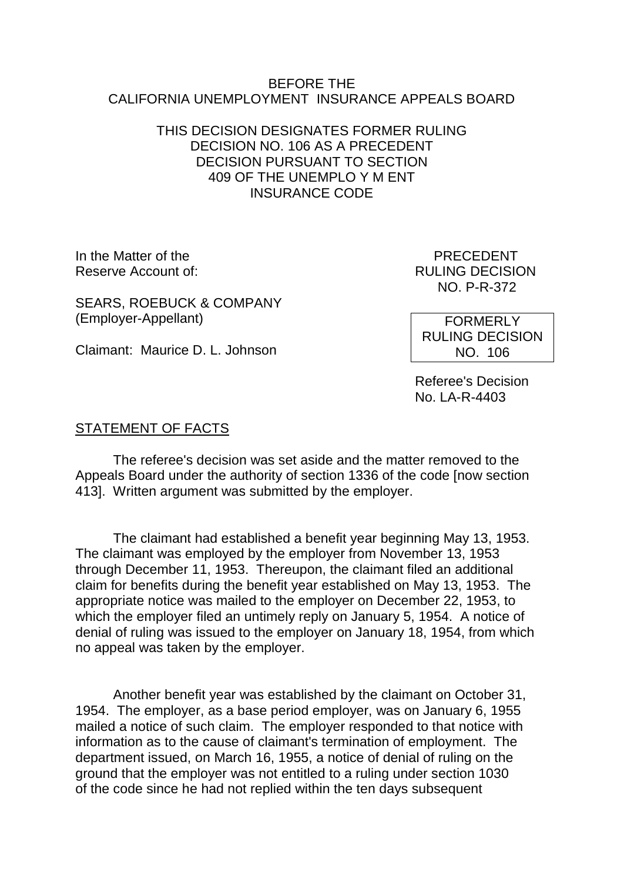BEFORE THE
CALIFORNIA UNEMPLOYMENT INSURANCE APPEALS BOARD

THIS DECISION DESIGNATES FORMER RULING DECISION NO. 106 AS A PRECEDENT DECISION PURSUANT TO SECTION 409 OF THE UNEMPLO Y M ENT INSURANCE CODE

In the Matter of the
Reserve Account of:

SEARS, ROEBUCK & COMPANY
(Employer-Appellant)

Claimant: Maurice D. L. Johnson

PRECEDENT
RULING DECISION
NO. P-R-372

FORMERLY
RULING DECISION
NO. 106

Referee's Decision
No. LA-R-4403

## STATEMENT OF FACTS

The referee's decision was set aside and the matter removed to the Appeals Board under the authority of section 1336 of the code [now section 413]. Written argument was submitted by the employer.

The claimant had established a benefit year beginning May 13, 1953. The claimant was employed by the employer from November 13, 1953 through December 11, 1953. Thereupon, the claimant filed an additional claim for benefits during the benefit year established on May 13, 1953. The appropriate notice was mailed to the employer on December 22, 1953, to which the employer filed an untimely reply on January 5, 1954. A notice of denial of ruling was issued to the employer on January 18, 1954, from which no appeal was taken by the employer.

Another benefit year was established by the claimant on October 31, 1954. The employer, as a base period employer, was on January 6, 1955 mailed a notice of such claim. The employer responded to that notice with information as to the cause of claimant's termination of employment. The department issued, on March 16, 1955, a notice of denial of ruling on the ground that the employer was not entitled to a ruling under section 1030 of the code since he had not replied within the ten days subsequent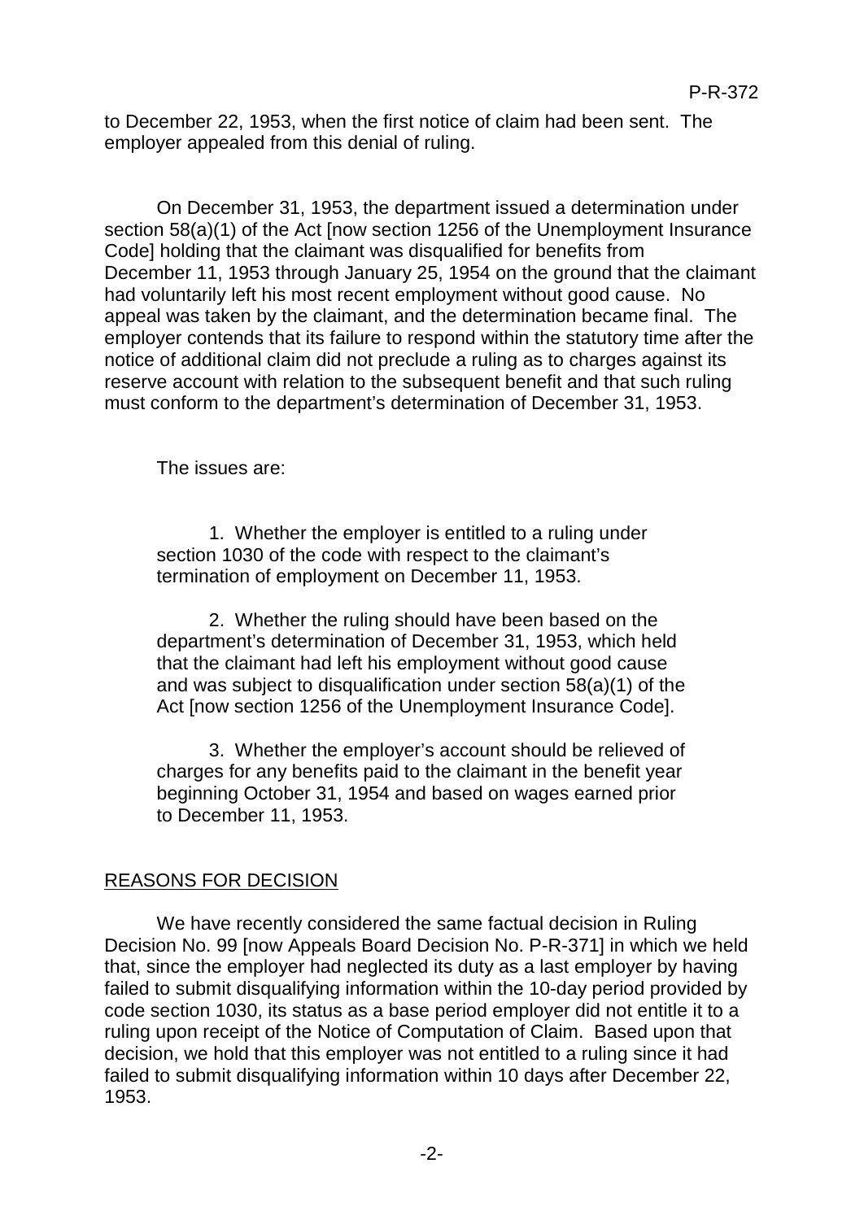to December 22, 1953, when the first notice of claim had been sent. The employer appealed from this denial of ruling.

On December 31, 1953, the department issued a determination under section 58(a)(1) of the Act [now section 1256 of the Unemployment Insurance Code] holding that the claimant was disqualified for benefits from December 11, 1953 through January 25, 1954 on the ground that the claimant had voluntarily left his most recent employment without good cause. No appeal was taken by the claimant, and the determination became final. The employer contends that its failure to respond within the statutory time after the notice of additional claim did not preclude a ruling as to charges against its reserve account with relation to the subsequent benefit and that such ruling must conform to the department's determination of December 31, 1953.

The issues are:

1. Whether the employer is entitled to a ruling under section 1030 of the code with respect to the claimant's termination of employment on December 11, 1953.

2. Whether the ruling should have been based on the department's determination of December 31, 1953, which held that the claimant had left his employment without good cause and was subject to disqualification under section 58(a)(1) of the Act [now section 1256 of the Unemployment Insurance Code].

3. Whether the employer's account should be relieved of charges for any benefits paid to the claimant in the benefit year beginning October 31, 1954 and based on wages earned prior to December 11, 1953.

## REASONS FOR DECISION

We have recently considered the same factual decision in Ruling Decision No. 99 [now Appeals Board Decision No. P-R-371] in which we held that, since the employer had neglected its duty as a last employer by having failed to submit disqualifying information within the 10-day period provided by code section 1030, its status as a base period employer did not entitle it to a ruling upon receipt of the Notice of Computation of Claim. Based upon that decision, we hold that this employer was not entitled to a ruling since it had failed to submit disqualifying information within 10 days after December 22, 1953.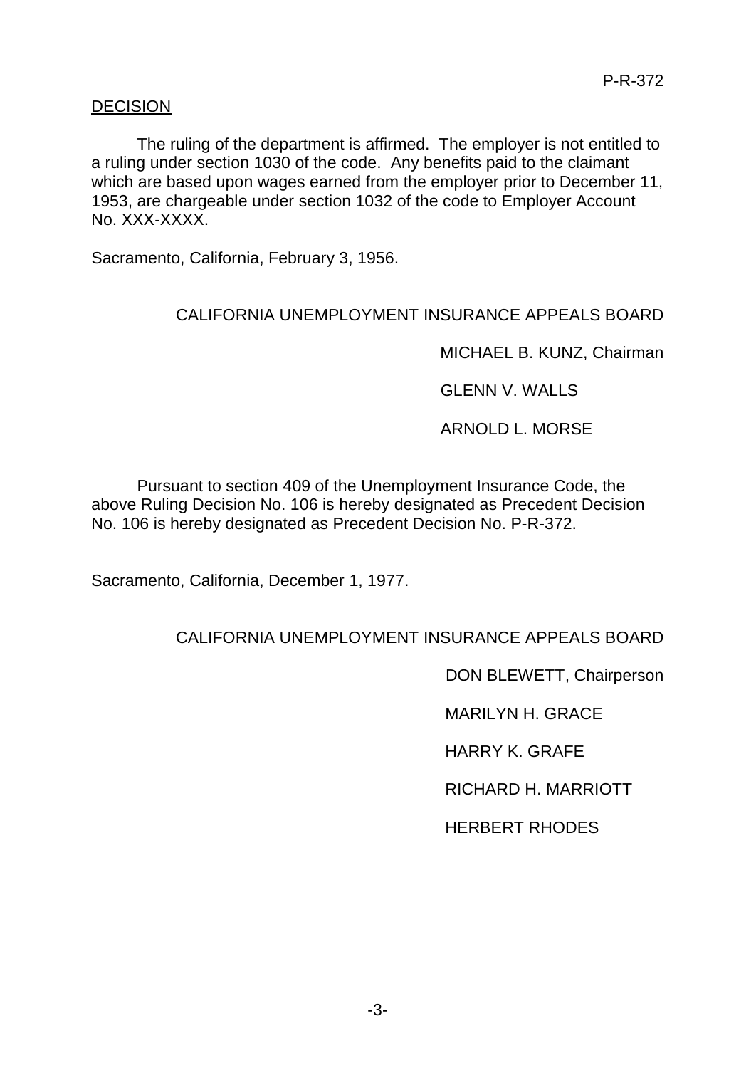DECISION

The ruling of the department is affirmed. The employer is not entitled to a ruling under section 1030 of the code. Any benefits paid to the claimant which are based upon wages earned from the employer prior to December 11, 1953, are chargeable under section 1032 of the code to Employer Account No. XXX-XXXX.

Sacramento, California, February 3, 1956.

CALIFORNIA UNEMPLOYMENT INSURANCE APPEALS BOARD

MICHAEL B. KUNZ, Chairman

GLENN V. WALLS

ARNOLD L. MORSE

Pursuant to section 409 of the Unemployment Insurance Code, the above Ruling Decision No. 106 is hereby designated as Precedent Decision No. 106 is hereby designated as Precedent Decision No. P-R-372.

Sacramento, California, December 1, 1977.

CALIFORNIA UNEMPLOYMENT INSURANCE APPEALS BOARD

DON BLEWETT, Chairperson

MARILYN H. GRACE

HARRY K. GRAFE

RICHARD H. MARRIOTT

HERBERT RHODES